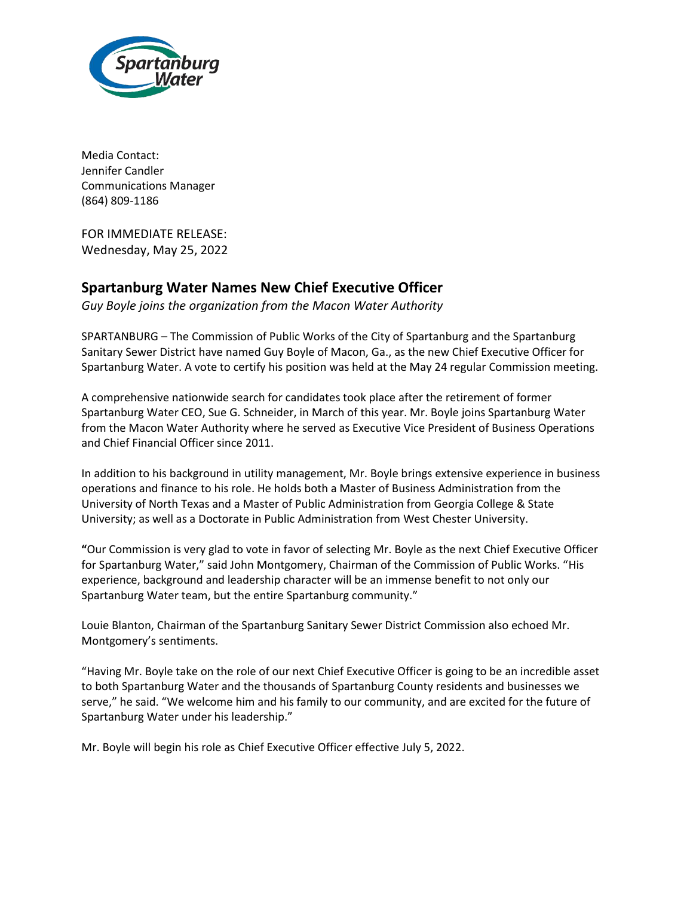Media Contact:
Jennifer Candler
Communications Manager
(864) 809-1186

FOR IMMEDIATE RELEASE:
Wednesday, May 25, 2022

## Spartanburg Water Names New Chief Executive Officer

*Guy Boyle joins the organization from the Macon Water Authority*

SPARTANBURG – The Commission of Public Works of the City of Spartanburg and the Spartanburg Sanitary Sewer District have named Guy Boyle of Macon, Ga., as the new Chief Executive Officer for Spartanburg Water. A vote to certify his position was held at the May 24 regular Commission meeting.

A comprehensive nationwide search for candidates took place after the retirement of former Spartanburg Water CEO, Sue G. Schneider, in March of this year. Mr. Boyle joins Spartanburg Water from the Macon Water Authority where he served as Executive Vice President of Business Operations and Chief Financial Officer since 2011.

In addition to his background in utility management, Mr. Boyle brings extensive experience in business operations and finance to his role. He holds both a Master of Business Administration from the University of North Texas and a Master of Public Administration from Georgia College & State University; as well as a Doctorate in Public Administration from West Chester University.

**"**Our Commission is very glad to vote in favor of selecting Mr. Boyle as the next Chief Executive Officer for Spartanburg Water," said John Montgomery, Chairman of the Commission of Public Works. "His experience, background and leadership character will be an immense benefit to not only our Spartanburg Water team, but the entire Spartanburg community."

Louie Blanton, Chairman of the Spartanburg Sanitary Sewer District Commission also echoed Mr. Montgomery's sentiments.

"Having Mr. Boyle take on the role of our next Chief Executive Officer is going to be an incredible asset to both Spartanburg Water and the thousands of Spartanburg County residents and businesses we serve," he said. "We welcome him and his family to our community, and are excited for the future of Spartanburg Water under his leadership."

Mr. Boyle will begin his role as Chief Executive Officer effective July 5, 2022.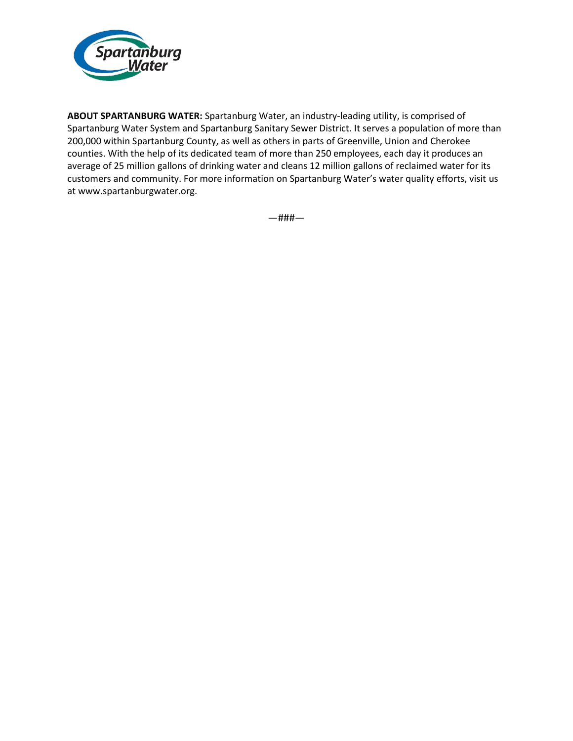**ABOUT SPARTANBURG WATER:** Spartanburg Water, an industry-leading utility, is comprised of Spartanburg Water System and Spartanburg Sanitary Sewer District. It serves a population of more than 200,000 within Spartanburg County, as well as others in parts of Greenville, Union and Cherokee counties. With the help of its dedicated team of more than 250 employees, each day it produces an average of 25 million gallons of drinking water and cleans 12 million gallons of reclaimed water for its customers and community. For more information on Spartanburg Water's water quality efforts, visit us at www.spartanburgwater.org.

—###—